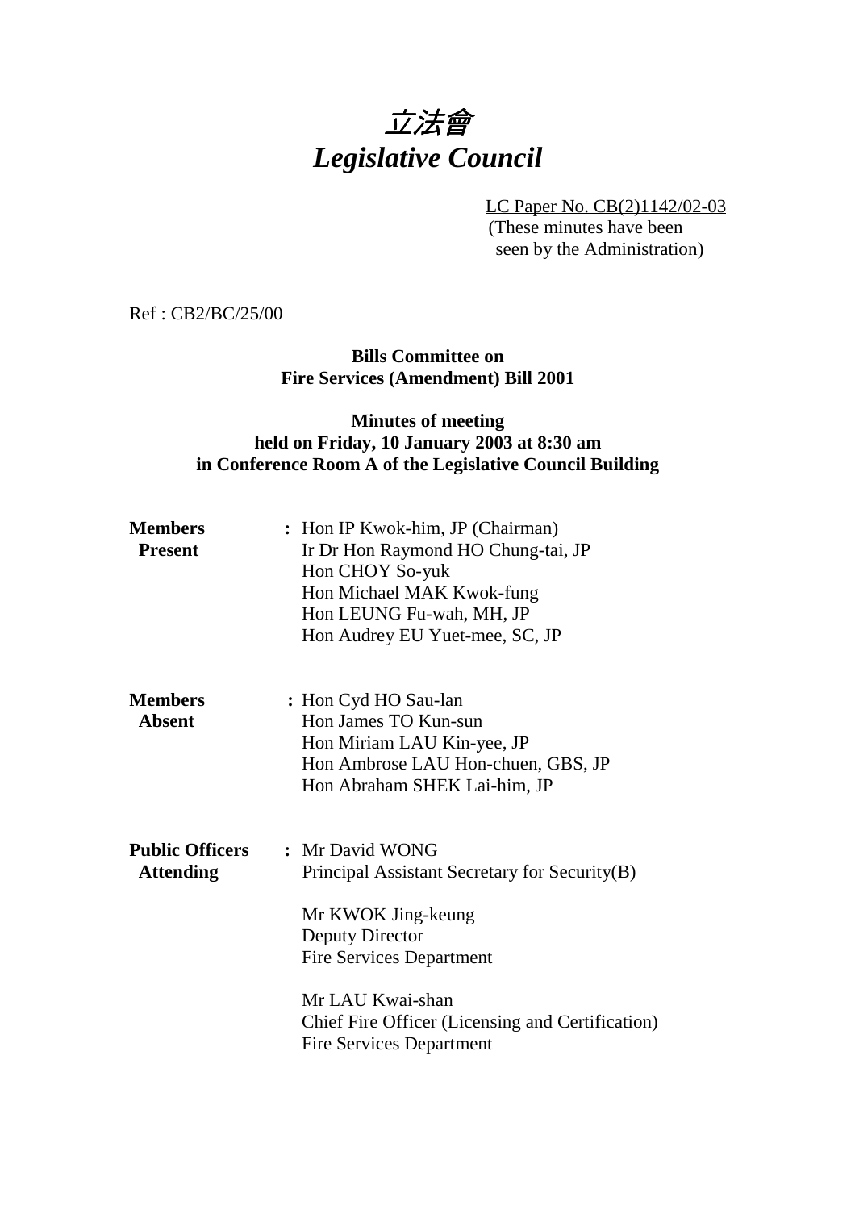# *立法會*
# *Legislative Council*

LC Paper No. CB(2)1142/02-03
(These minutes have been seen by the Administration)

Ref : CB2/BC/25/00

**Bills Committee on**
**Fire Services (Amendment) Bill 2001**

**Minutes of meeting**
**held on Friday, 10 January 2003 at 8:30 am**
**in Conference Room A of the Legislative Council Building**

**Members Present** : Hon IP Kwok-him, JP (Chairman)
Ir Dr Hon Raymond HO Chung-tai, JP
Hon CHOY So-yuk
Hon Michael MAK Kwok-fung
Hon LEUNG Fu-wah, MH, JP
Hon Audrey EU Yuet-mee, SC, JP

**Members Absent** : Hon Cyd HO Sau-lan
Hon James TO Kun-sun
Hon Miriam LAU Kin-yee, JP
Hon Ambrose LAU Hon-chuen, GBS, JP
Hon Abraham SHEK Lai-him, JP

**Public Officers Attending** : Mr David WONG
Principal Assistant Secretary for Security(B)

Mr KWOK Jing-keung
Deputy Director
Fire Services Department

Mr LAU Kwai-shan
Chief Fire Officer (Licensing and Certification)
Fire Services Department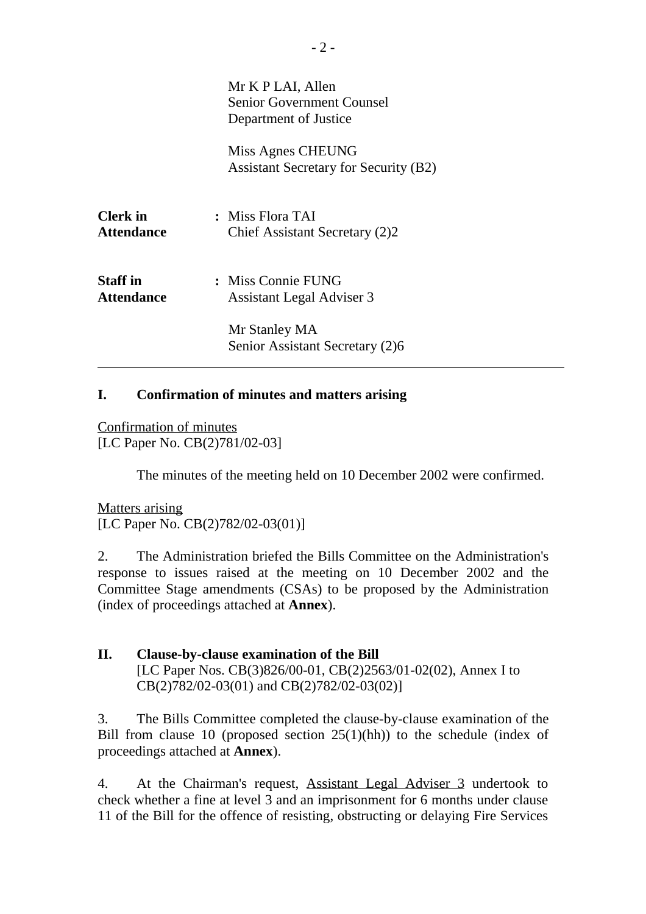Mr K P LAI, Allen
Senior Government Counsel
Department of Justice

Miss Agnes CHEUNG
Assistant Secretary for Security (B2)

**Clerk in Attendance** : Miss Flora TAI
Chief Assistant Secretary (2)2

**Staff in Attendance** : Miss Connie FUNG
Assistant Legal Adviser 3

Mr Stanley MA
Senior Assistant Secretary (2)6

---

## I. Confirmation of minutes and matters arising

Confirmation of minutes
[LC Paper No. CB(2)781/02-03]

The minutes of the meeting held on 10 December 2002 were confirmed.

Matters arising
[LC Paper No. CB(2)782/02-03(01)]

2. The Administration briefed the Bills Committee on the Administration's response to issues raised at the meeting on 10 December 2002 and the Committee Stage amendments (CSAs) to be proposed by the Administration (index of proceedings attached at **Annex**).

## II. Clause-by-clause examination of the Bill

[LC Paper Nos. CB(3)826/00-01, CB(2)2563/01-02(02), Annex I to CB(2)782/02-03(01) and CB(2)782/02-03(02)]

3. The Bills Committee completed the clause-by-clause examination of the Bill from clause 10 (proposed section 25(1)(hh)) to the schedule (index of proceedings attached at **Annex**).

4. At the Chairman's request, Assistant Legal Adviser 3 undertook to check whether a fine at level 3 and an imprisonment for 6 months under clause 11 of the Bill for the offence of resisting, obstructing or delaying Fire Services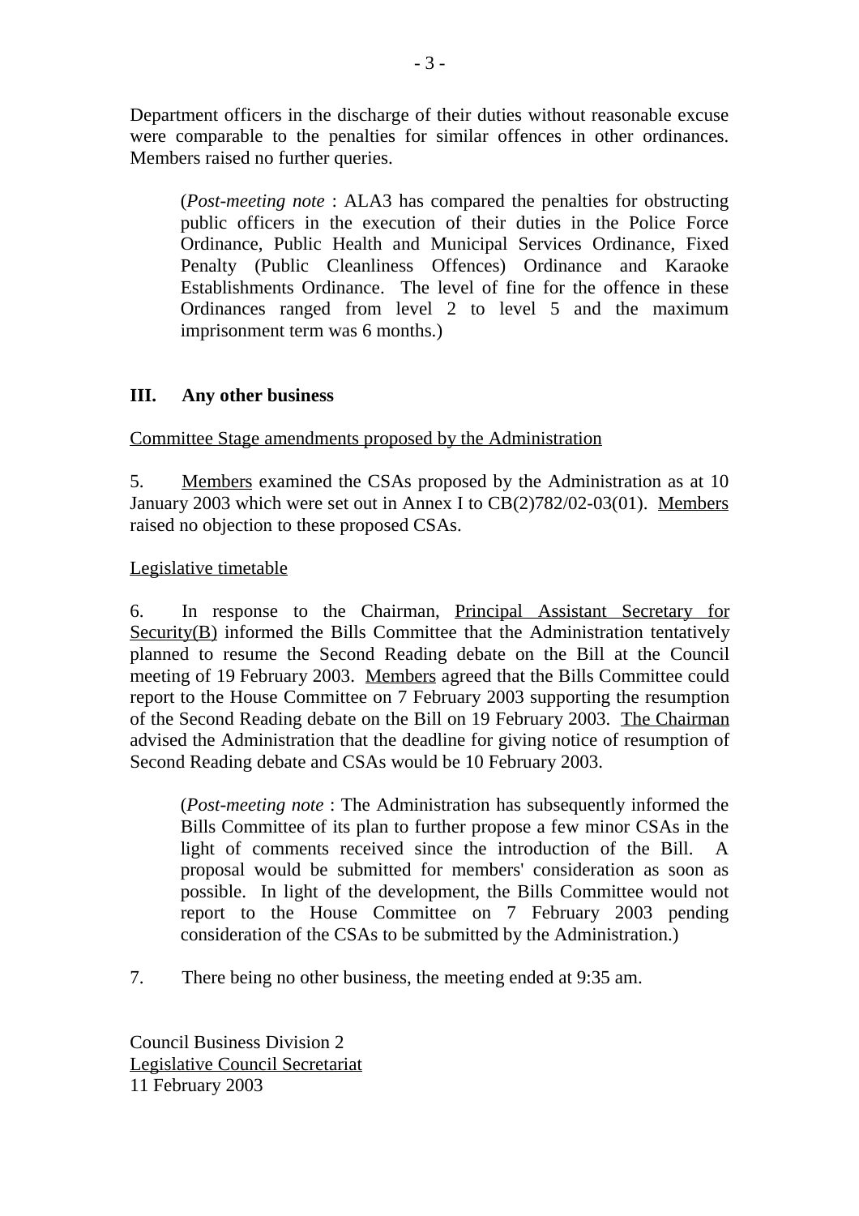Department officers in the discharge of their duties without reasonable excuse were comparable to the penalties for similar offences in other ordinances. Members raised no further queries.

> (*Post-meeting note* : ALA3 has compared the penalties for obstructing public officers in the execution of their duties in the Police Force Ordinance, Public Health and Municipal Services Ordinance, Fixed Penalty (Public Cleanliness Offences) Ordinance and Karaoke Establishments Ordinance. The level of fine for the offence in these Ordinances ranged from level 2 to level 5 and the maximum imprisonment term was 6 months.)

## III. Any other business

Committee Stage amendments proposed by the Administration

5. Members examined the CSAs proposed by the Administration as at 10 January 2003 which were set out in Annex I to CB(2)782/02-03(01). Members raised no objection to these proposed CSAs.

Legislative timetable

6. In response to the Chairman, Principal Assistant Secretary for Security(B) informed the Bills Committee that the Administration tentatively planned to resume the Second Reading debate on the Bill at the Council meeting of 19 February 2003. Members agreed that the Bills Committee could report to the House Committee on 7 February 2003 supporting the resumption of the Second Reading debate on the Bill on 19 February 2003. The Chairman advised the Administration that the deadline for giving notice of resumption of Second Reading debate and CSAs would be 10 February 2003.

> (*Post-meeting note* : The Administration has subsequently informed the Bills Committee of its plan to further propose a few minor CSAs in the light of comments received since the introduction of the Bill. A proposal would be submitted for members' consideration as soon as possible. In light of the development, the Bills Committee would not report to the House Committee on 7 February 2003 pending consideration of the CSAs to be submitted by the Administration.)

7. There being no other business, the meeting ended at 9:35 am.

Council Business Division 2
Legislative Council Secretariat
11 February 2003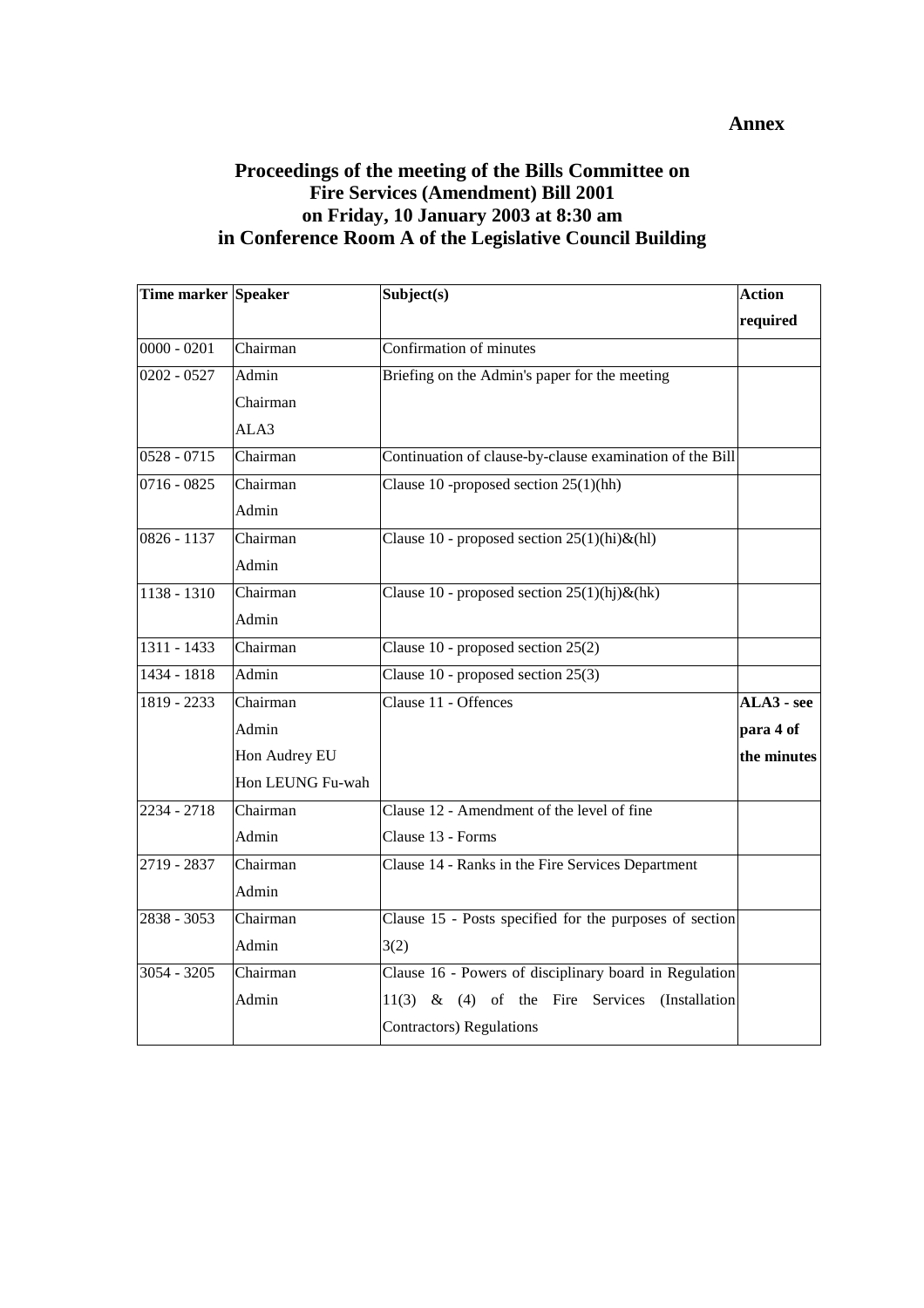**Annex**

# Proceedings of the meeting of the Bills Committee on Fire Services (Amendment) Bill 2001 on Friday, 10 January 2003 at 8:30 am in Conference Room A of the Legislative Council Building

| Time marker | Speaker | Subject(s) | Action required |
|---|---|---|---|
| 0000 - 0201 | Chairman | Confirmation of minutes | |
| 0202 - 0527 | Admin<br>Chairman<br>ALA3 | Briefing on the Admin's paper for the meeting | |
| 0528 - 0715 | Chairman | Continuation of clause-by-clause examination of the Bill | |
| 0716 - 0825 | Chairman<br>Admin | Clause 10 -proposed section 25(1)(hh) | |
| 0826 - 1137 | Chairman<br>Admin | Clause 10 - proposed section 25(1)(hi)&(hl) | |
| 1138 - 1310 | Chairman<br>Admin | Clause 10 - proposed section 25(1)(hj)&(hk) | |
| 1311 - 1433 | Chairman | Clause 10 - proposed section 25(2) | |
| 1434 - 1818 | Admin | Clause 10 - proposed section 25(3) | |
| 1819 - 2233 | Chairman<br>Admin<br>Hon Audrey EU<br>Hon LEUNG Fu-wah | Clause 11 - Offences | **ALA3 - see para 4 of the minutes** |
| 2234 - 2718 | Chairman<br>Admin | Clause 12 - Amendment of the level of fine<br>Clause 13 - Forms | |
| 2719 - 2837 | Chairman<br>Admin | Clause 14 - Ranks in the Fire Services Department | |
| 2838 - 3053 | Chairman<br>Admin | Clause 15 - Posts specified for the purposes of section 3(2) | |
| 3054 - 3205 | Chairman<br>Admin | Clause 16 - Powers of disciplinary board in Regulation 11(3) & (4) of the Fire Services (Installation Contractors) Regulations | |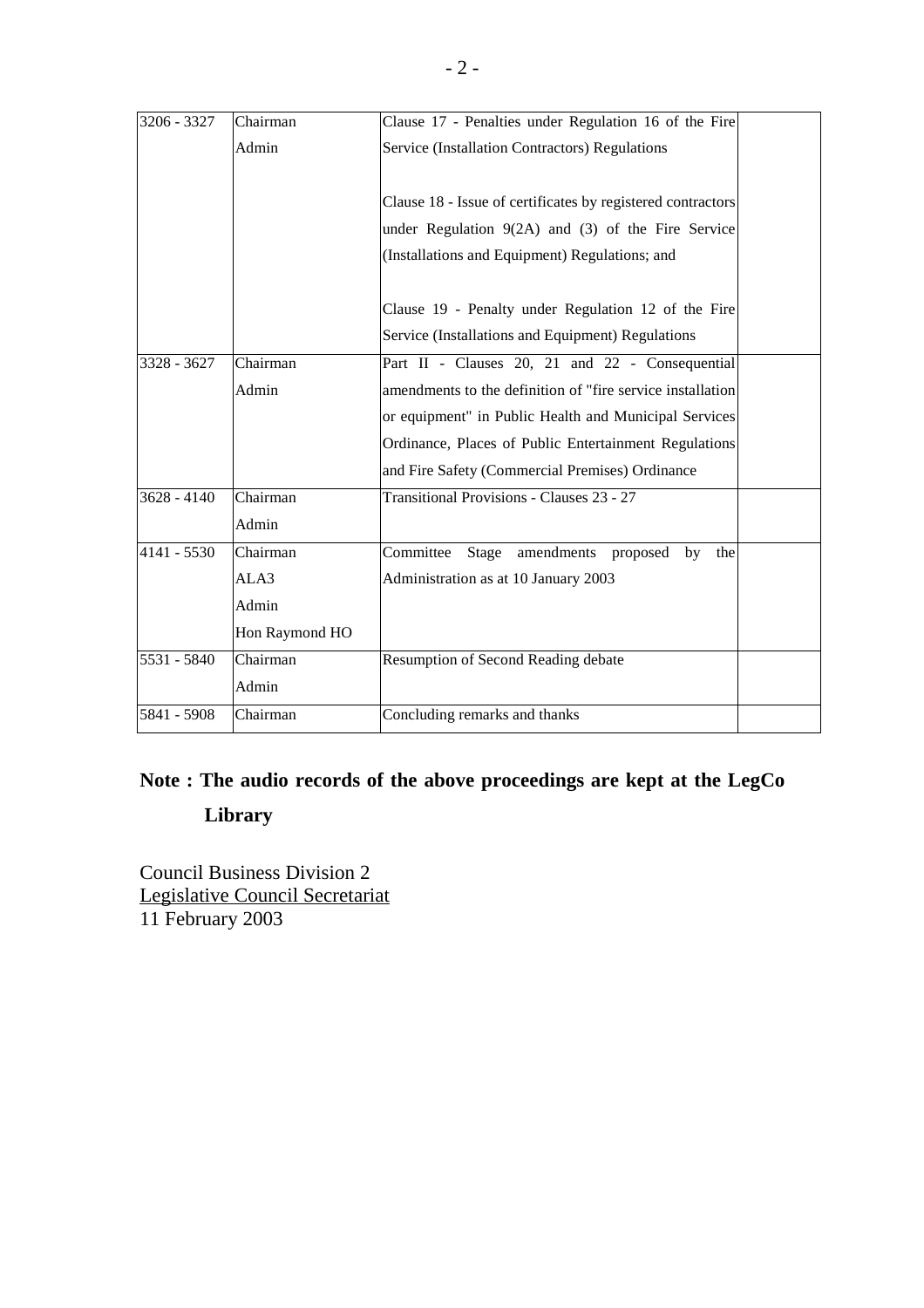| | | | |
|---|---|---|---|
| 3206 - 3327 | Chairman<br>Admin | Clause 17 - Penalties under Regulation 16 of the Fire Service (Installation Contractors) Regulations<br><br>Clause 18 - Issue of certificates by registered contractors under Regulation 9(2A) and (3) of the Fire Service (Installations and Equipment) Regulations; and<br><br>Clause 19 - Penalty under Regulation 12 of the Fire Service (Installations and Equipment) Regulations | |
| 3328 - 3627 | Chairman<br>Admin | Part II - Clauses 20, 21 and 22 - Consequential amendments to the definition of "fire service installation or equipment" in Public Health and Municipal Services Ordinance, Places of Public Entertainment Regulations and Fire Safety (Commercial Premises) Ordinance | |
| 3628 - 4140 | Chairman<br>Admin | Transitional Provisions - Clauses 23 - 27 | |
| 4141 - 5530 | Chairman<br>ALA3<br>Admin<br>Hon Raymond HO | Committee Stage amendments proposed by the Administration as at 10 January 2003 | |
| 5531 - 5840 | Chairman<br>Admin | Resumption of Second Reading debate | |
| 5841 - 5908 | Chairman | Concluding remarks and thanks | |

**Note : The audio records of the above proceedings are kept at the LegCo Library**

Council Business Division 2
Legislative Council Secretariat
11 February 2003